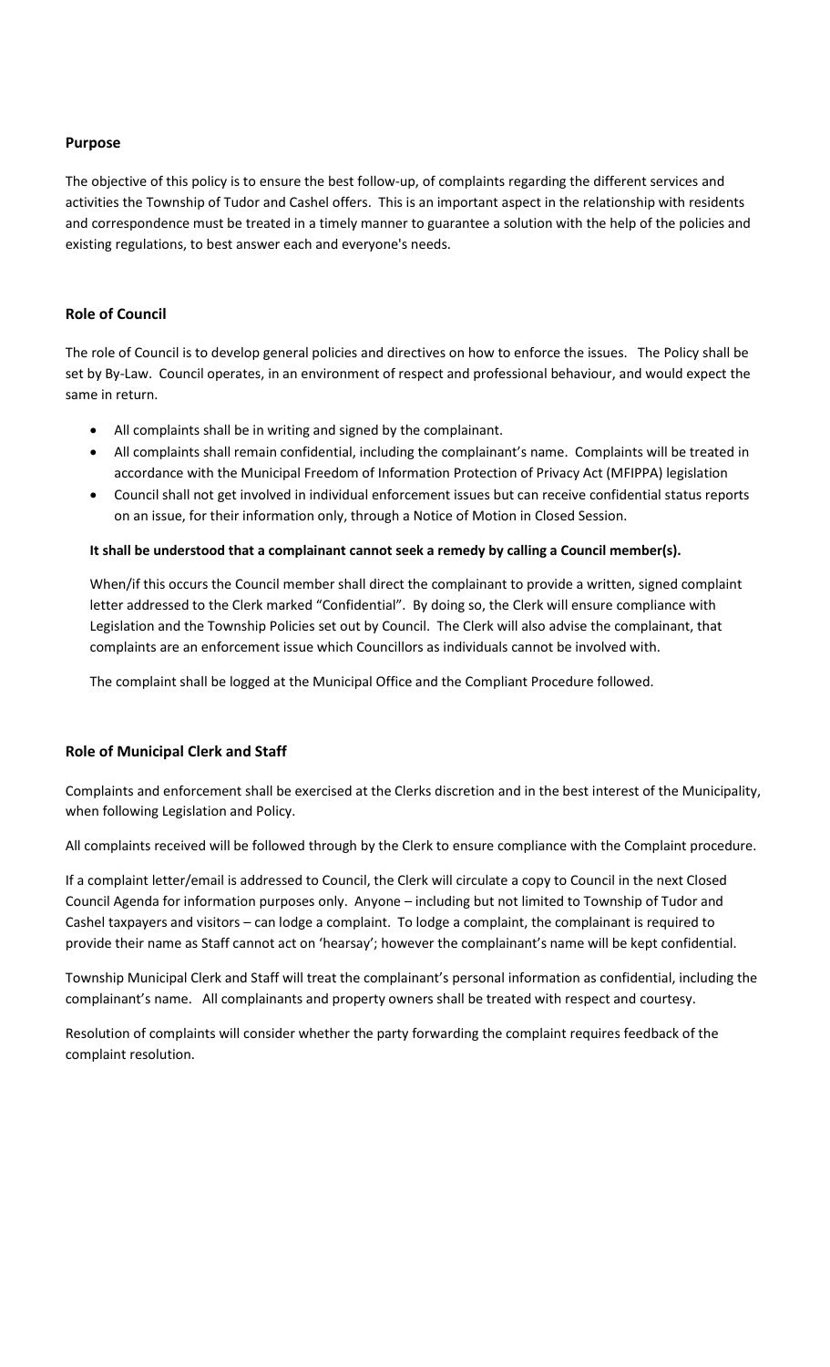## Purpose

The objective of this policy is to ensure the best follow-up, of complaints regarding the different services and activities the Township of Tudor and Cashel offers. This is an important aspect in the relationship with residents and correspondence must be treated in a timely manner to guarantee a solution with the help of the policies and existing regulations, to best answer each and everyone's needs.

## Role of Council

The role of Council is to develop general policies and directives on how to enforce the issues. The Policy shall be set by By-Law. Council operates, in an environment of respect and professional behaviour, and would expect the same in return.

- All complaints shall be in writing and signed by the complainant.
- All complaints shall remain confidential, including the complainant's name. Complaints will be treated in accordance with the Municipal Freedom of Information Protection of Privacy Act (MFIPPA) legislation
- Council shall not get involved in individual enforcement issues but can receive confidential status reports on an issue, for their information only, through a Notice of Motion in Closed Session.

**It shall be understood that a complainant cannot seek a remedy by calling a Council member(s).**

When/if this occurs the Council member shall direct the complainant to provide a written, signed complaint letter addressed to the Clerk marked "Confidential". By doing so, the Clerk will ensure compliance with Legislation and the Township Policies set out by Council. The Clerk will also advise the complainant, that complaints are an enforcement issue which Councillors as individuals cannot be involved with.

The complaint shall be logged at the Municipal Office and the Compliant Procedure followed.

## Role of Municipal Clerk and Staff

Complaints and enforcement shall be exercised at the Clerks discretion and in the best interest of the Municipality, when following Legislation and Policy.

All complaints received will be followed through by the Clerk to ensure compliance with the Complaint procedure.

If a complaint letter/email is addressed to Council, the Clerk will circulate a copy to Council in the next Closed Council Agenda for information purposes only. Anyone – including but not limited to Township of Tudor and Cashel taxpayers and visitors – can lodge a complaint. To lodge a complaint, the complainant is required to provide their name as Staff cannot act on 'hearsay'; however the complainant's name will be kept confidential.

Township Municipal Clerk and Staff will treat the complainant's personal information as confidential, including the complainant's name. All complainants and property owners shall be treated with respect and courtesy.

Resolution of complaints will consider whether the party forwarding the complaint requires feedback of the complaint resolution.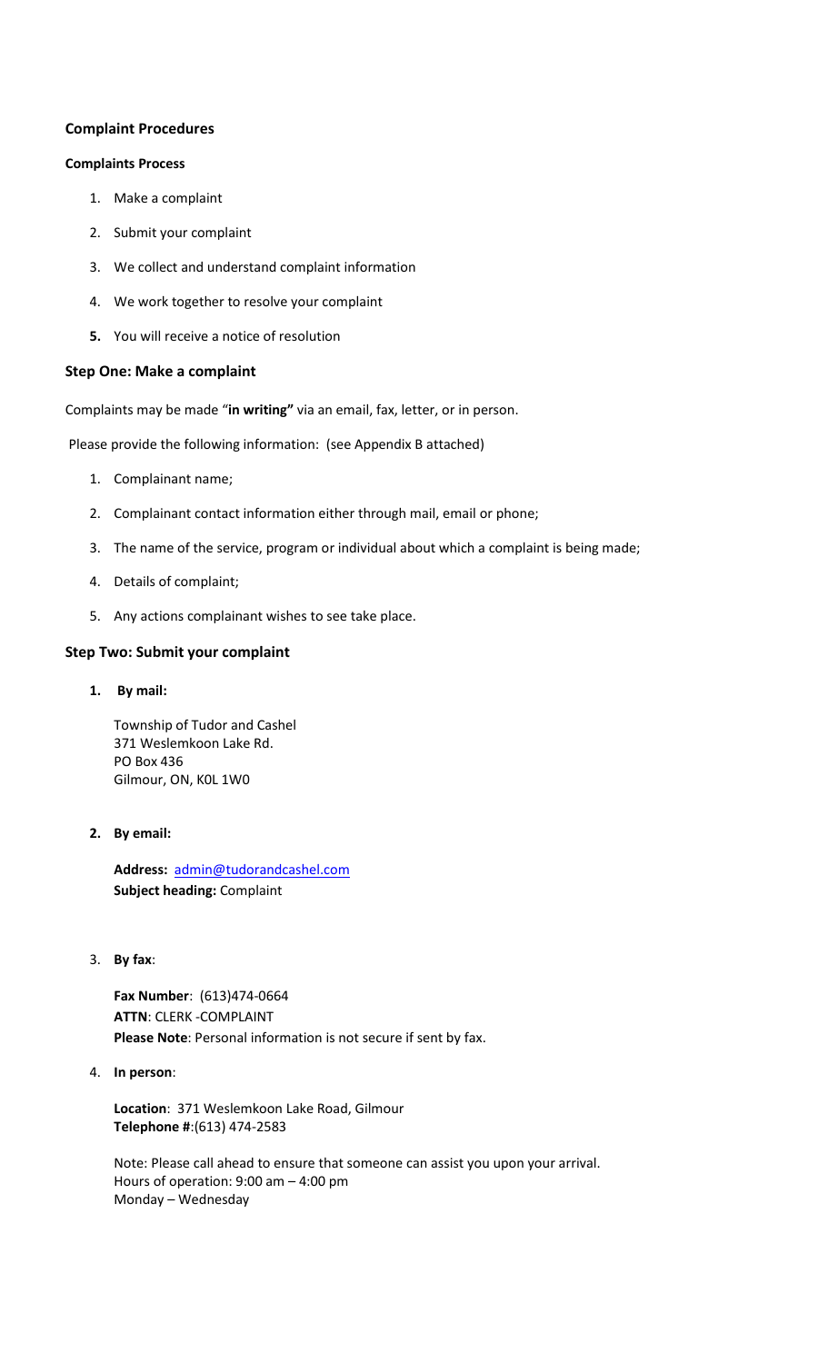## Complaint Procedures

### Complaints Process

1. Make a complaint
2. Submit your complaint
3. We collect and understand complaint information
4. We work together to resolve your complaint
5. You will receive a notice of resolution

### Step One: Make a complaint

Complaints may be made "**in writing"** via an email, fax, letter, or in person.

Please provide the following information: (see Appendix B attached)

1. Complainant name;
2. Complainant contact information either through mail, email or phone;
3. The name of the service, program or individual about which a complaint is being made;
4. Details of complaint;
5. Any actions complainant wishes to see take place.

### Step Two: Submit your complaint

1. **By mail:**

   Township of Tudor and Cashel
   371 Weslemkoon Lake Rd.
   PO Box 436
   Gilmour, ON, K0L 1W0

2. **By email:**

   **Address:** admin@tudorandcashel.com
   **Subject heading:** Complaint

3. **By fax**:

   **Fax Number**: (613)474-0664
   **ATTN**: CLERK -COMPLAINT
   **Please Note**: Personal information is not secure if sent by fax.

4. **In person**:

   **Location**: 371 Weslemkoon Lake Road, Gilmour
   **Telephone #**:(613) 474-2583

   Note: Please call ahead to ensure that someone can assist you upon your arrival.
   Hours of operation: 9:00 am – 4:00 pm
   Monday – Wednesday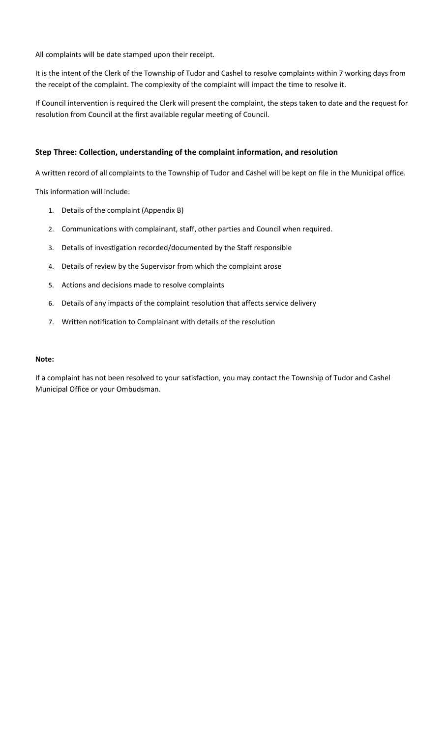All complaints will be date stamped upon their receipt.

It is the intent of the Clerk of the Township of Tudor and Cashel to resolve complaints within 7 working days from the receipt of the complaint. The complexity of the complaint will impact the time to resolve it.

If Council intervention is required the Clerk will present the complaint, the steps taken to date and the request for resolution from Council at the first available regular meeting of Council.

**Step Three: Collection, understanding of the complaint information, and resolution**

A written record of all complaints to the Township of Tudor and Cashel will be kept on file in the Municipal office.

This information will include:

1. Details of the complaint (Appendix B)
2. Communications with complainant, staff, other parties and Council when required.
3. Details of investigation recorded/documented by the Staff responsible
4. Details of review by the Supervisor from which the complaint arose
5. Actions and decisions made to resolve complaints
6. Details of any impacts of the complaint resolution that affects service delivery
7. Written notification to Complainant with details of the resolution

**Note:**

If a complaint has not been resolved to your satisfaction, you may contact the Township of Tudor and Cashel Municipal Office or your Ombudsman.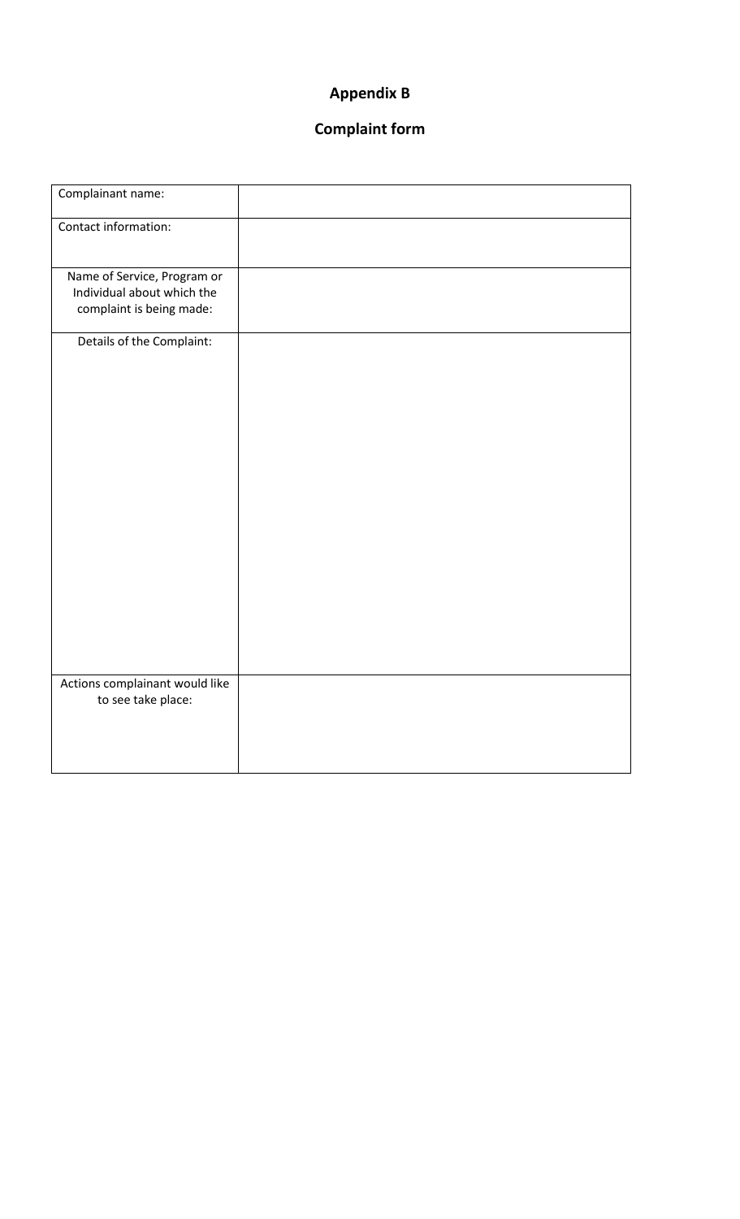# Appendix B

## Complaint form

| | |
|---|---|
| Complainant name: | |
| Contact information: | |
| Name of Service, Program or Individual about which the complaint is being made: | |
| Details of the Complaint: | |
| Actions complainant would like to see take place: | |